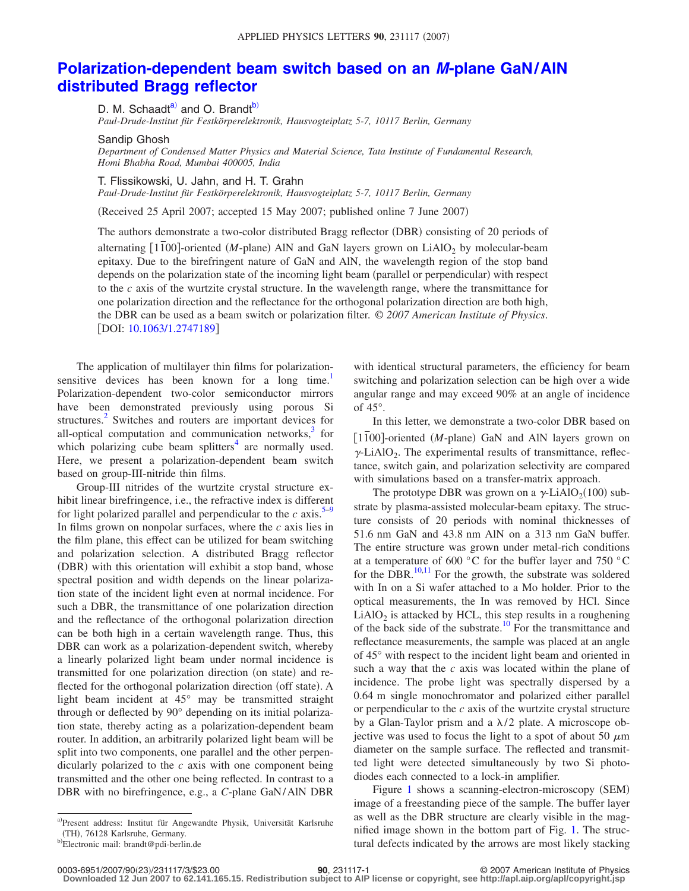# Polarization-dependent beam switch based on an *M*-plane GaN/AlN distributed Bragg reflector

D. M. Schaadt[a] and O. Brandt[b]

*Paul-Drude-Institut für Festkörperelektronik, Hausvogteiplatz 5-7, 10117 Berlin, Germany*

Sandip Ghosh

*Department of Condensed Matter Physics and Material Science, Tata Institute of Fundamental Research, Homi Bhabha Road, Mumbai 400005, India*

T. Flissikowski, U. Jahn, and H. T. Grahn

*Paul-Drude-Institut für Festkörperelektronik, Hausvogteiplatz 5-7, 10117 Berlin, Germany*

(Received 25 April 2007; accepted 15 May 2007; published online 7 June 2007)

The authors demonstrate a two-color distributed Bragg reflector (DBR) consisting of 20 periods of alternating $[1\bar{1}00]$-oriented (*M*-plane) AlN and GaN layers grown on $LiAlO_2$ by molecular-beam epitaxy. Due to the birefringent nature of GaN and AlN, the wavelength region of the stop band depends on the polarization state of the incoming light beam (parallel or perpendicular) with respect to the *c* axis of the wurtzite crystal structure. In the wavelength range, where the transmittance for one polarization direction and the reflectance for the orthogonal polarization direction are both high, the DBR can be used as a beam switch or polarization filter. *© 2007 American Institute of Physics*. [DOI: 10.1063/1.2747189]

The application of multilayer thin films for polarization-sensitive devices has been known for a long time.[1] Polarization-dependent two-color semiconductor mirrors have been demonstrated previously using porous Si structures.[2] Switches and routers are important devices for all-optical computation and communication networks,[3] for which polarizing cube beam splitters[4] are normally used. Here, we present a polarization-dependent beam switch based on group-III-nitride thin films.

Group-III nitrides of the wurtzite crystal structure exhibit linear birefringence, i.e., the refractive index is different for light polarized parallel and perpendicular to the *c* axis.[5–9] In films grown on nonpolar surfaces, where the *c* axis lies in the film plane, this effect can be utilized for beam switching and polarization selection. A distributed Bragg reflector (DBR) with this orientation will exhibit a stop band, whose spectral position and width depends on the linear polarization state of the incident light even at normal incidence. For such a DBR, the transmittance of one polarization direction and the reflectance of the orthogonal polarization direction can be both high in a certain wavelength range. Thus, this DBR can work as a polarization-dependent switch, whereby a linearly polarized light beam under normal incidence is transmitted for one polarization direction (on state) and reflected for the orthogonal polarization direction (off state). A light beam incident at 45° may be transmitted straight through or deflected by 90° depending on its initial polarization state, thereby acting as a polarization-dependent beam router. In addition, an arbitrarily polarized light beam will be split into two components, one parallel and the other perpendicularly polarized to the *c* axis with one component being transmitted and the other one being reflected. In contrast to a DBR with no birefringence, e.g., a *C*-plane GaN/AlN DBR with identical structural parameters, the efficiency for beam switching and polarization selection can be high over a wide angular range and may exceed 90% at an angle of incidence of 45°.

In this letter, we demonstrate a two-color DBR based on $[1\bar{1}00]$-oriented (*M*-plane) GaN and AlN layers grown on $\gamma$-$LiAlO_2$. The experimental results of transmittance, reflectance, switch gain, and polarization selectivity are compared with simulations based on a transfer-matrix approach.

The prototype DBR was grown on a $\gamma$-$LiAlO_2(100)$ substrate by plasma-assisted molecular-beam epitaxy. The structure consists of 20 periods with nominal thicknesses of 51.6 nm GaN and 43.8 nm AlN on a 313 nm GaN buffer. The entire structure was grown under metal-rich conditions at a temperature of 600 °C for the buffer layer and 750 °C for the DBR.[10,11] For the growth, the substrate was soldered with In on a Si wafer attached to a Mo holder. Prior to the optical measurements, the In was removed by HCl. Since $LiAlO_2$ is attacked by HCL, this step results in a roughening of the back side of the substrate.[10] For the transmittance and reflectance measurements, the sample was placed at an angle of 45° with respect to the incident light beam and oriented in such a way that the *c* axis was located within the plane of incidence. The probe light was spectrally dispersed by a 0.64 m single monochromator and polarized either parallel or perpendicular to the *c* axis of the wurtzite crystal structure by a Glan-Taylor prism and a $\lambda/2$ plate. A microscope objective was used to focus the light to a spot of about 50 $\mu$m diameter on the sample surface. The reflected and transmitted light were detected simultaneously by two Si photodiodes each connected to a lock-in amplifier.

Figure 1 shows a scanning-electron-microscopy (SEM) image of a freestanding piece of the sample. The buffer layer as well as the DBR structure are clearly visible in the magnified image shown in the bottom part of Fig. 1. The structural defects indicated by the arrows are most likely stacking

[a]Present address: Institut für Angewandte Physik, Universität Karlsruhe (TH), 76128 Karlsruhe, Germany.

[b]Electronic mail: brandt@pdi-berlin.de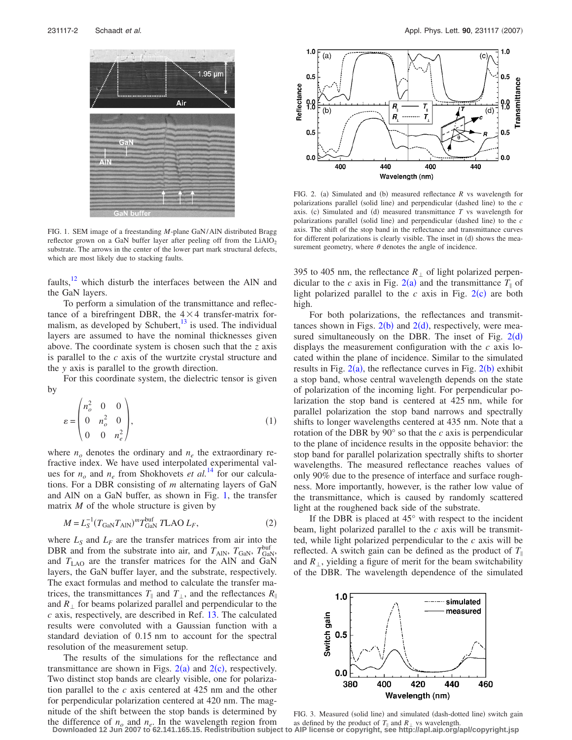FIG. 1. SEM image of a freestanding $M$-plane GaN/AlN distributed Bragg reflector grown on a GaN buffer layer after peeling off from the $LiAlO_2$ substrate. The arrows in the center of the lower part mark structural defects, which are most likely due to stacking faults.

faults,[12] which disturb the interfaces between the AlN and the GaN layers.

To perform a simulation of the transmittance and reflectance of a birefringent DBR, the $4\times4$ transfer-matrix formalism, as developed by Schubert,[13] is used. The individual layers are assumed to have the nominal thicknesses given above. The coordinate system is chosen such that the $z$ axis is parallel to the $c$ axis of the wurtzite crystal structure and the $y$ axis is parallel to the growth direction.

For this coordinate system, the dielectric tensor is given by

$$\varepsilon = \begin{pmatrix} n_o^2 & 0 & 0 \\ 0 & n_o^2 & 0 \\ 0 & 0 & n_e^2 \end{pmatrix}, \qquad (1)$$

where $n_o$ denotes the ordinary and $n_e$ the extraordinary refractive index. We have used interpolated experimental values for $n_o$ and $n_e$ from Shokhovets *et al.*[14] for our calculations. For a DBR consisting of $m$ alternating layers of GaN and AlN on a GaN buffer, as shown in Fig. 1, the transfer matrix $M$ of the whole structure is given by

$$M = L_S^{-1}(T_{\mathrm{GaN}}T_{\mathrm{AlN}})^m T_{\mathrm{GaN}}^{\mathrm{buf}}\, T\mathrm{LAO}\, L_F, \qquad (2)$$

where $L_S$ and $L_F$ are the transfer matrices from air into the DBR and from the substrate into air, and $T_{\mathrm{AlN}}$, $T_{\mathrm{GaN}}$, $T_{\mathrm{GaN}}^{\mathrm{buf}}$, and $T_{\mathrm{LAO}}$ are the transfer matrices for the AlN and GaN layers, the GaN buffer layer, and the substrate, respectively. The exact formulas and method to calculate the transfer matrices, the transmittances $T_\parallel$ and $T_\perp$, and the reflectances $R_\parallel$ and $R_\perp$ for beams polarized parallel and perpendicular to the $c$ axis, respectively, are described in Ref. 13. The calculated results were convoluted with a Gaussian function with a standard deviation of 0.15 nm to account for the spectral resolution of the measurement setup.

The results of the simulations for the reflectance and transmittance are shown in Figs. 2(a) and 2(c), respectively. Two distinct stop bands are clearly visible, one for polarization parallel to the $c$ axis centered at 425 nm and the other for perpendicular polarization centered at 420 nm. The magnitude of the shift between the stop bands is determined by the difference of $n_o$ and $n_e$. In the wavelength region from 395 to 405 nm, the reflectance $R_\perp$ of light polarized perpendicular to the $c$ axis in Fig. 2(a) and the transmittance $T_\parallel$ of light polarized parallel to the $c$ axis in Fig. 2(c) are both high.

FIG. 2. (a) Simulated and (b) measured reflectance $R$ vs wavelength for polarizations parallel (solid line) and perpendicular (dashed line) to the $c$ axis. (c) Simulated and (d) measured transmittance $T$ vs wavelength for polarizations parallel (solid line) and perpendicular (dashed line) to the $c$ axis. The shift of the stop band in the reflectance and transmittance curves for different polarizations is clearly visible. The inset in (d) shows the measurement geometry, where $\theta$ denotes the angle of incidence.

For both polarizations, the reflectances and transmittances shown in Figs. 2(b) and 2(d), respectively, were measured simultaneously on the DBR. The inset of Fig. 2(d) displays the measurement configuration with the $c$ axis located within the plane of incidence. Similar to the simulated results in Fig. 2(a), the reflectance curves in Fig. 2(b) exhibit a stop band, whose central wavelength depends on the state of polarization of the incoming light. For perpendicular polarization the stop band is centered at 425 nm, while for parallel polarization the stop band narrows and spectrally shifts to longer wavelengths centered at 435 nm. Note that a rotation of the DBR by 90° so that the $c$ axis is perpendicular to the plane of incidence results in the opposite behavior: the stop band for parallel polarization spectrally shifts to shorter wavelengths. The measured reflectance reaches values of only 90% due to the presence of interface and surface roughness. More importantly, however, is the rather low value of the transmittance, which is caused by randomly scattered light at the roughened back side of the substrate.

If the DBR is placed at 45° with respect to the incident beam, light polarized parallel to the $c$ axis will be transmitted, while light polarized perpendicular to the $c$ axis will be reflected. A switch gain can be defined as the product of $T_\parallel$ and $R_\perp$, yielding a figure of merit for the beam switchability of the DBR. The wavelength dependence of the simulated

FIG. 3. Measured (solid line) and simulated (dash-dotted line) switch gain as defined by the product of $T_\parallel$ and $R_\perp$ vs wavelength.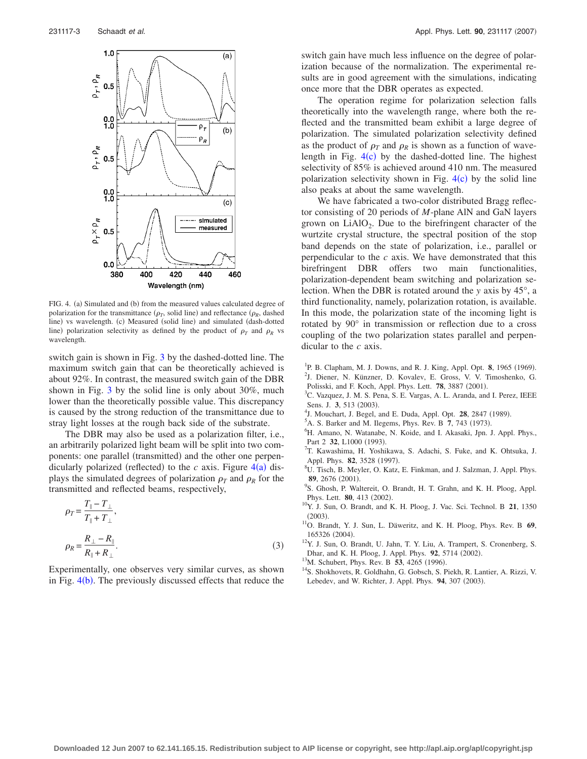(a)

$\rho_T$, $\rho_R$

1.0

0.5

0.0

(b)

$\rho_T$

$\rho_R$

$\rho_T$, $\rho_R$

1.0

0.5

0.0

(c)

simulated

measured

$\rho_T \times \rho_R$

1.0

0.5

0.0

380 400 420 440 460

Wavelength (nm)

FIG. 4. (a) Simulated and (b) from the measured values calculated degree of polarization for the transmittance ($\rho_T$, solid line) and reflectance ($\rho_R$, dashed line) vs wavelength. (c) Measured (solid line) and simulated (dash-dotted line) polarization selectivity as defined by the product of $\rho_T$ and $\rho_R$ vs wavelength.

switch gain is shown in Fig. 3 by the dashed-dotted line. The maximum switch gain that can be theoretically achieved is about 92%. In contrast, the measured switch gain of the DBR shown in Fig. 3 by the solid line is only about 30%, much lower than the theoretically possible value. This discrepancy is caused by the strong reduction of the transmittance due to stray light losses at the rough back side of the substrate.

The DBR may also be used as a polarization filter, i.e., an arbitrarily polarized light beam will be split into two components: one parallel (transmitted) and the other one perpendicularly polarized (reflected) to the $c$ axis. Figure 4(a) displays the simulated degrees of polarization $\rho_T$ and $\rho_R$ for the transmitted and reflected beams, respectively,

$$\rho_T = \frac{T_{\parallel} - T_{\perp}}{T_{\parallel} + T_{\perp}},$$

$$\rho_R = \frac{R_{\perp} - R_{\parallel}}{R_{\parallel} + R_{\perp}}. \tag{3}$$

Experimentally, one observes very similar curves, as shown in Fig. 4(b). The previously discussed effects that reduce the switch gain have much less influence on the degree of polarization because of the normalization. The experimental results are in good agreement with the simulations, indicating once more that the DBR operates as expected.

The operation regime for polarization selection falls theoretically into the wavelength range, where both the reflected and the transmitted beam exhibit a large degree of polarization. The simulated polarization selectivity defined as the product of $\rho_T$ and $\rho_R$ is shown as a function of wavelength in Fig. 4(c) by the dashed-dotted line. The highest selectivity of 85% is achieved around 410 nm. The measured polarization selectivity shown in Fig. 4(c) by the solid line also peaks at about the same wavelength.

We have fabricated a two-color distributed Bragg reflector consisting of 20 periods of $M$-plane AlN and GaN layers grown on $LiAlO_2$. Due to the birefringent character of the wurtzite crystal structure, the spectral position of the stop band depends on the state of polarization, i.e., parallel or perpendicular to the $c$ axis. We have demonstrated that this birefringent DBR offers two main functionalities, polarization-dependent beam switching and polarization selection. When the DBR is rotated around the $y$ axis by 45°, a third functionality, namely, polarization rotation, is available. In this mode, the polarization state of the incoming light is rotated by 90° in transmission or reflection due to a cross coupling of the two polarization states parallel and perpendicular to the $c$ axis.

[1] P. B. Clapham, M. J. Downs, and R. J. King, Appl. Opt. **8**, 1965 (1969).
[2] J. Diener, N. Künzner, D. Kovalev, E. Gross, V. V. Timoshenko, G. Polisski, and F. Koch, Appl. Phys. Lett. **78**, 3887 (2001).
[3] C. Vazquez, J. M. S. Pena, S. E. Vargas, A. L. Aranda, and I. Perez, IEEE Sens. J. **3**, 513 (2003).
[4] J. Mouchart, J. Begel, and E. Duda, Appl. Opt. **28**, 2847 (1989).
[5] A. S. Barker and M. Ilegems, Phys. Rev. B **7**, 743 (1973).
[6] H. Amano, N. Watanabe, N. Koide, and I. Akasaki, Jpn. J. Appl. Phys., Part 2 **32**, L1000 (1993).
[7] T. Kawashima, H. Yoshikawa, S. Adachi, S. Fuke, and K. Ohtsuka, J. Appl. Phys. **82**, 3528 (1997).
[8] U. Tisch, B. Meyler, O. Katz, E. Finkman, and J. Salzman, J. Appl. Phys. **89**, 2676 (2001).
[9] S. Ghosh, P. Waltereit, O. Brandt, H. T. Grahn, and K. H. Ploog, Appl. Phys. Lett. **80**, 413 (2002).
[10] Y. J. Sun, O. Brandt, and K. H. Ploog, J. Vac. Sci. Technol. B **21**, 1350 (2003).
[11] O. Brandt, Y. J. Sun, L. Däweritz, and K. H. Ploog, Phys. Rev. B **69**, 165326 (2004).
[12] Y. J. Sun, O. Brandt, U. Jahn, T. Y. Liu, A. Trampert, S. Cronenberg, S. Dhar, and K. H. Ploog, J. Appl. Phys. **92**, 5714 (2002).
[13] M. Schubert, Phys. Rev. B **53**, 4265 (1996).
[14] S. Shokhovets, R. Goldhahn, G. Gobsch, S. Piekh, R. Lantier, A. Rizzi, V. Lebedev, and W. Richter, J. Appl. Phys. **94**, 307 (2003).